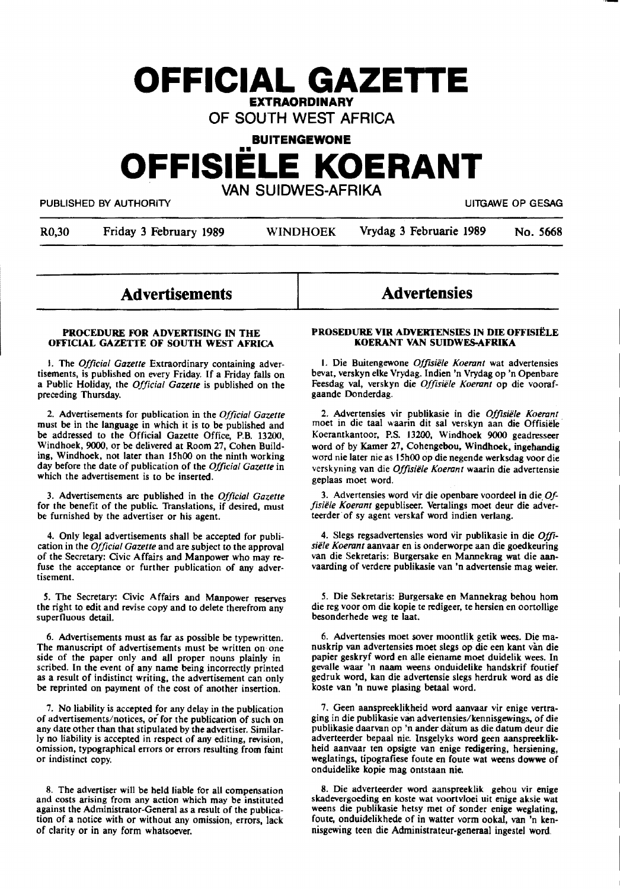# OFFICIAL GAZETTE

**EXTRAORDINARY**

**OF SOUTH WEST AFRICA**

**BUITENGEWONE**

# OFFISIËLE KOERANT

**VAN SUIDWES-AFRIKA**

PUBLISHED BY AUTHORITY — UITGAWE OP GESAG

R0,30 — Friday 3 February 1989 — WINDHOEK — Vrydag 3 Februarie 1989 — No. 5668

## Advertisements

### PROCEDURE FOR ADVERTISING IN THE OFFICIAL GAZETTE OF SOUTH WEST AFRICA

1. The *Official Gazette* Extraordinary containing advertisements, is published on every Friday. If a Friday falls on a Public Holiday, the *Official Gazette* is published on the preceding Thursday.

2. Advertisements for publication in the *Official Gazette* must be in the language in which it is to be published and be addressed to the Official Gazette Office, P.B. 13200, Windhoek, 9000, or be delivered at Room 27, Cohen Building, Windhoek, not later than 15h00 on the ninth working day before the date of publication of the *Official Gazette* in which the advertisement is to be inserted.

3. Advertisements are published in the *Official Gazette* for the benefit of the public. Translations, if desired, must be furnished by the advertiser or his agent.

4. Only legal advertisements shall be accepted for publication in the *Official Gazette* and are subject to the approval of the Secretary: Civic Affairs and Manpower who may refuse the acceptance or further publication of any advertisement.

5. The Secretary: Civic Affairs and Manpower reserves the right to edit and revise copy and to delete therefrom any superfluous detail.

6. Advertisements must as far as possible be typewritten. The manuscript of advertisements must be written on one side of the paper only and all proper nouns plainly in scribed. In the event of any name being incorrectly printed as a result of indistinct writing, the advertisement can only be reprinted on payment of the cost of another insertion.

7. No liability is accepted for any delay in the publication of advertisements/notices, or for the publication of such on any date other than that stipulated by the advertiser. Similarly no liability is accepted in respect of any editing, revision, omission, typographical errors or errors resulting from faint or indistinct copy.

8. The advertiser will be held liable for all compensation and costs arising from any action which may be instituted against the Administrator-General as a result of the publication of a notice with or without any omission, errors, lack of clarity or in any form whatsoever.

## Advertensies

### PROSEDURE VIR ADVERTENSIES IN DIE OFFISIËLE KOERANT VAN SUIDWES-AFRIKA

1. Die Buitengewone *Offisiële Koerant* wat advertensies bevat, verskyn elke Vrydag. Indien 'n Vrydag op 'n Openbare Feesdag val, verskyn die *Offisiële Koerant* op die voorafgaande Donderdag.

2. Advertensies vir publikasie in die *Offisiële Koerant* moet in die taal waarin dit sal verskyn aan die Offisiële Koerantkantoor, P.S. 13200, Windhoek 9000 geadresseer word of by Kamer 27, Cohengebou, Windhoek, ingehandig word nie later nie as 15h00 op die negende werksdag voor die verskyning van die *Offisiële Koerant* waarin die advertensie geplaas moet word.

3. Advertensies word vir die openbare voordeel in die *Offisiële Koerant* gepubliseer. Vertalings moet deur die adverteerder of sy agent verskaf word indien verlang.

4. Slegs regsadvertensies word vir publikasie in die *Offisiële Koerant* aanvaar en is onderworpe aan die goedkeuring van die Sekretaris: Burgersake en Mannekrag wat die aanvaarding of verdere publikasie van 'n advertensie mag weier.

5. Die Sekretaris: Burgersake en Mannekrag behou hom die reg voor om die kopie te redigeer, te hersien en oortollige besonderhede weg te laat.

6. Advertensies moet sover moontlik getik wees. Die manuskrip van advertensies moet slegs op die een kant van die papier geskryf word en alle eiename moet duidelik wees. In gevalle waar 'n naam weens onduidelike handskrif foutief gedruk word, kan die advertensie slegs herdruk word as die koste van 'n nuwe plasing betaal word.

7. Geen aanspreeklikheid word aanvaar vir enige vertraging in die publikasie van advertensies/kennisgewings, of die publikasie daarvan op 'n ander datum as die datum deur die adverteerder bepaal nie. Insgelyks word geen aanspreeklikheid aanvaar ten opsigte van enige redigering, hersiening, weglatings, tipografiese foute en foute wat weens dowwe of onduidelike kopie mag ontstaan nie.

8. Die adverteerder word aanspreeklik gehou vir enige skadevergoeding en koste wat voortvloei uit enige aksie wat weens die publikasie hetsy met of sonder enige weglating, foute, onduidelikhede of in watter vorm ookal, van 'n kennisgewing teen die Administrateur-generaal ingestel word.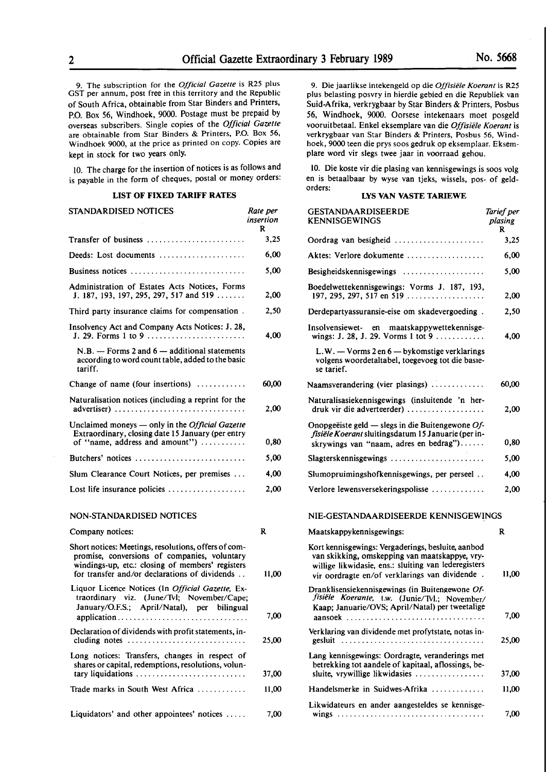9. The subscription for the *Official Gazette* is R25 plus GST per annum, post free in this territory and the Republic of South Africa, obtainable from Star Binders and Printers, P.O. Box 56, Windhoek, 9000. Postage must be prepaid by overseas subscribers. Single copies of the *Official Gazette* are obtainable from Star Binders & Printers, P.O. Box 56, Windhoek 9000, at the price as printed on copy. Copies are kept in stock for two years only.

10. The charge for the insertion of notices is as follows and is payable in the form of cheques, postal or money orders:

**LIST OF FIXED TARIFF RATES**

| STANDARDISED NOTICES | Rate per insertion R |
|---|---|
| Transfer of business | 3,25 |
| Deeds: Lost documents | 6,00 |
| Business notices | 5,00 |
| Administration of Estates Acts Notices, Forms J. 187, 193, 197, 295, 297, 517 and 519 | 2,00 |
| Third party insurance claims for compensation | 2,50 |
| Insolvency Act and Company Acts Notices: J. 28, J. 29. Forms 1 to 9 | 4,00 |
| N.B. — Forms 2 and 6 — additional statements according to word count table, added to the basic tariff. | |
| Change of name (four insertions) | 60,00 |
| Naturalisation notices (including a reprint for the advertiser) | 2,00 |
| Unclaimed moneys — only in the *Official Gazette* Extraordinary, closing date 15 January (per entry of "name, address and amount") | 0,80 |
| Butchers' notices | 5,00 |
| Slum Clearance Court Notices, per premises | 4,00 |
| Lost life insurance policies | 2,00 |

| NON-STANDARDISED NOTICES | |
|---|---|
| Company notices: | R |
| Short notices: Meetings, resolutions, offers of compromise, conversions of companies, voluntary windings-up, etc.: closing of members' registers for transfer and/or declarations of dividends | 11,00 |
| Liquor Licence Notices (In *Official Gazette*, Extraordinary viz. (June/Tvl; November/Cape; January/O.F.S.; April/Natal), per bilingual application | 7,00 |
| Declaration of dividends with profit statements, including notes | 25,00 |
| Long notices: Transfers, changes in respect of shares or capital, redemptions, resolutions, voluntary liquidations | 37,00 |
| Trade marks in South West Africa | 11,00 |
| Liquidators' and other appointees' notices | 7,00 |

9. Die jaarlikse intekengeld op die *Offisiële Koerant* is R25 plus belasting posvry in hierdie gebied en die Republiek van Suid-Afrika, verkrygbaar by Star Binders & Printers, Posbus 56, Windhoek, 9000. Oorsese intekenaars moet posgeld vooruitbetaal. Enkel eksemplare van die *Offisiële Koerant* is verkrygbaar van Star Binders & Printers, Posbus 56, Windhoek, 9000 teen die prys soos gedruk op eksemplaar. Eksemplare word vir slegs twee jaar in voorraad gehou.

10. Die koste vir die plasing van kennisgewings is soos volg en is betaalbaar by wyse van tjeks, wissels, pos- of geldorders:

**LYS VAN VASTE TARIEWE**

| GESTANDAARDISEERDE KENNISGEWINGS | Tarief per plasing R |
|---|---|
| Oordrag van besigheid | 3,25 |
| Aktes: Verlore dokumente | 6,00 |
| Besigheidskennisgewings | 5,00 |
| Boedelwettekennisgewings: Vorms J. 187, 193, 197, 295, 297, 517 en 519 | 2,00 |
| Derdepartyassuransie-eise om skadevergoeding | 2,50 |
| Insolvensiewet- en maatskappywettekennisgewings: J. 28, J. 29. Vorms 1 tot 9 | 4,00 |
| L.W. — Vorms 2 en 6 — bykomstige verklarings volgens woordetaltabel, toegevoeg tot die basiese tarief. | |
| Naamsverandering (vier plasings) | 60,00 |
| Naturalisasiekennisgewings (insluitende 'n herdruk vir die adverteerder) | 2,00 |
| Onopgeëiste geld — slegs in die Buitengewone *Offisiële Koerant* sluitingsdatum 15 Januarie (per inskrywings van "naam, adres en bedrag") | 0,80 |
| Slagterskennisgewings | 5,00 |
| Slumopruimingshofkennisgewings, per perseel | 4,00 |
| Verlore lewensversekeringspolisse | 2,00 |

| NIE-GESTANDAARDISEERDE KENNISGEWINGS | |
|---|---|
| Maatskappykennisgewings: | R |
| Kort kennisgewings: Vergaderings, besluite, aanbod van skikking, omskepping van maatskappye, vrywillige likwidasie, ens.: sluiting van lederegisters vir oordragte en/of verklarings van dividende | 11,00 |
| Dranklisensiekennisgewings (in Buitengewone *Offisiële Koerante*, t.w. (Junie/Tvl.; November/Kaap; Januarie/OVS; April/Natal) per tweetalige aansoek | 7,00 |
| Verklaring van dividende met profytstate, notas ingesluit | 25,00 |
| Lang kennisgewings: Oordragte, veranderings met betrekking tot aandele of kapitaal, aflossings, besluite, vrywillige likwidasies | 37,00 |
| Handelsmerke in Suidwes-Afrika | 11,00 |
| Likwidateurs en ander aangesteldes se kennisgewings | 7,00 |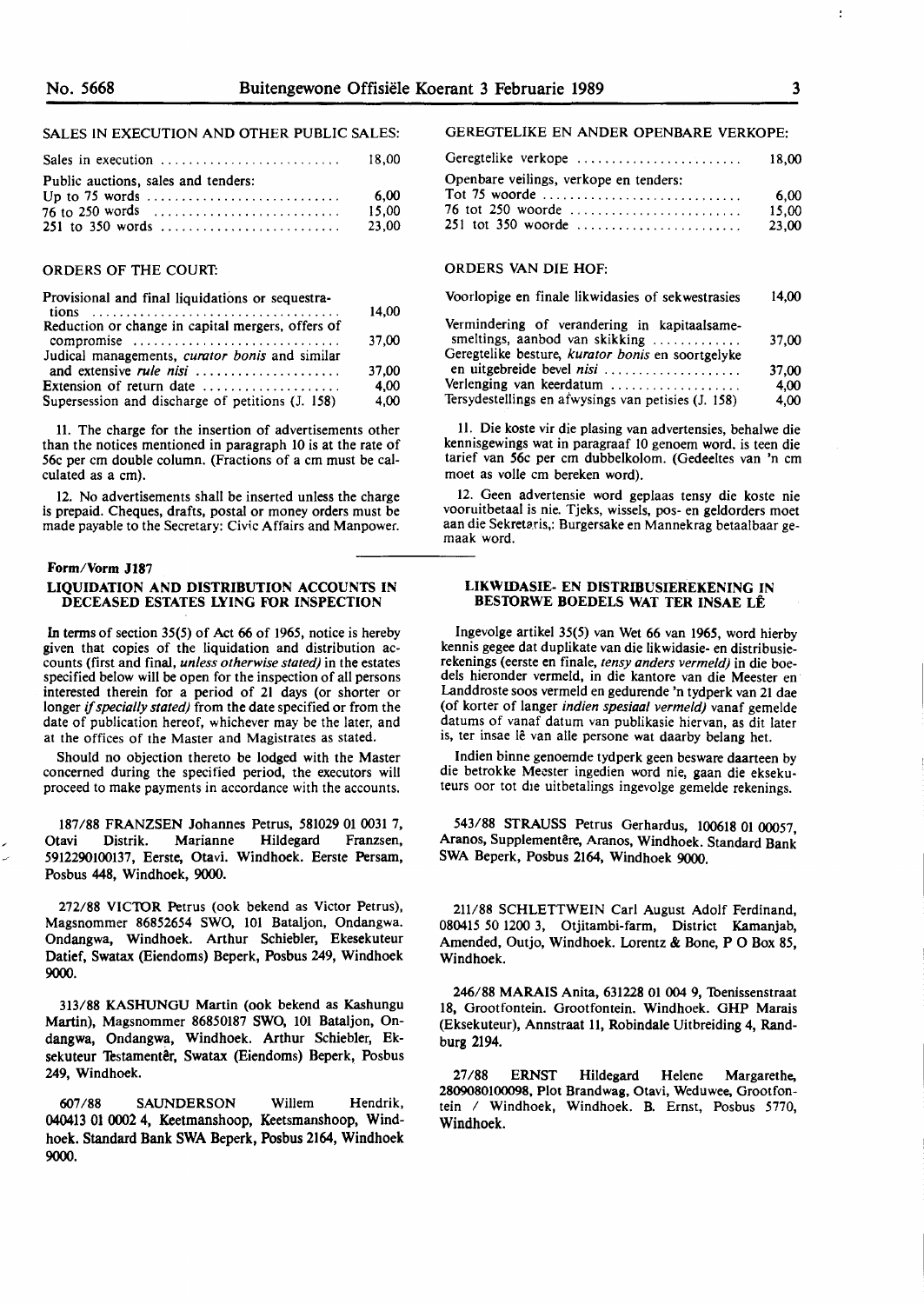SALES IN EXECUTION AND OTHER PUBLIC SALES:

| | |
|---|---|
| Sales in execution | 18,00 |
| Public auctions, sales and tenders: | |
| Up to 75 words | 6,00 |
| 76 to 250 words | 15,00 |
| 251 to 350 words | 23,00 |

ORDERS OF THE COURT:

| | |
|---|---|
| Provisional and final liquidations or sequestrations | 14,00 |
| Reduction or change in capital mergers, offers of compromise | 37,00 |
| Judical managements, *curator bonis* and similar and extensive *rule nisi* | 37,00 |
| Extension of return date | 4,00 |
| Supersession and discharge of petitions (J. 158) | 4,00 |

11. The charge for the insertion of advertisements other than the notices mentioned in paragraph 10 is at the rate of 56c per cm double column. (Fractions of a cm must be calculated as a cm).

12. No advertisements shall be inserted unless the charge is prepaid. Cheques, drafts, postal or money orders must be made payable to the Secretary: Civic Affairs and Manpower.

GEREGTELIKE EN ANDER OPENBARE VERKOPE:

| | |
|---|---|
| Geregtelike verkope | 18,00 |
| Openbare veilings, verkope en tenders: | |
| Tot 75 woorde | 6,00 |
| 76 tot 250 woorde | 15,00 |
| 251 tot 350 woorde | 23,00 |

ORDERS VAN DIE HOF:

| | |
|---|---|
| Voorlopige en finale likwidasies of sekwestrasies | 14,00 |
| Vermindering of verandering in kapitaalsamesmeltings, aanbod van skikking | 37,00 |
| Geregtelike besture, *kurator bonis* en soortgelyke en uitgebreide bevel *nisi* | 37,00 |
| Verlenging van keerdatum | 4,00 |
| Tersydestellings en afwysings van petisies (J. 158) | 4,00 |

11. Die koste vir die plasing van advertensies, behalwe die kennisgewings wat in paragraaf 10 genoem word, is teen die tarief van 56c per cm dubbelkolom. (Gedeeltes van 'n cm moet as volle cm bereken word).

12. Geen advertensie word geplaas tensy die koste nie vooruitbetaal is nie. Tjeks, wissels, pos- en geldorders moet aan die Sekretaris,: Burgersake en Mannekrag betaalbaar gemaak word.

**Form/Vorm J187**

## LIQUIDATION AND DISTRIBUTION ACCOUNTS IN DECEASED ESTATES LYING FOR INSPECTION

In terms of section 35(5) of Act 66 of 1965, notice is hereby given that copies of the liquidation and distribution accounts (first and final, *unless otherwise stated)* in the estates specified below will be open for the inspection of all persons interested therein for a period of 21 days (or shorter or longer *if specially stated)* from the date specified or from the date of publication hereof, whichever may be the later, and at the offices of the Master and Magistrates as stated.

Should no objection thereto be lodged with the Master concerned during the specified period, the executors will proceed to make payments in accordance with the accounts.

187/88 FRANZSEN Johannes Petrus, 581029 01 0031 7, Otavi Distrik. Marianne Hildegard Franzsen, 5912290100137, Eerste, Otavi. Windhoek. Eerste Persam, Posbus 448, Windhoek, 9000.

272/88 VICTOR Petrus (ook bekend as Victor Petrus), Magsnommer 86852654 SWO, 101 Bataljon, Ondangwa. Ondangwa, Windhoek. Arthur Schiebler, Ekesekuteur Datief, Swatax (Eiendoms) Beperk, Posbus 249, Windhoek 9000.

313/88 KASHUNGU Martin (ook bekend as Kashungu Martin), Magsnommer 86850187 SWO, 101 Bataljon, Ondangwa, Ondangwa, Windhoek. Arthur Schiebler, Eksekuteur Testamentêr, Swatax (Eiendoms) Beperk, Posbus 249, Windhoek.

607/88 SAUNDERSON Willem Hendrik, 040413 01 0002 4, Keetmanshoop, Keetsmanshoop, Windhoek. Standard Bank SWA Beperk, Posbus 2164, Windhoek 9000.

## LIKWIDASIE- EN DISTRIBUSIEREKENING IN BESTORWE BOEDELS WAT TER INSAE LÊ

Ingevolge artikel 35(5) van Wet 66 van 1965, word hierby kennis gegee dat duplikate van die likwidasie- en distribusierekenings (eerste en finale, *tensy anders vermeld)* in die boedels hieronder vermeld, in die kantore van die Meester en Landdroste soos vermeld en gedurende 'n tydperk van 21 dae (of korter of langer *indien spesiaal vermeld)* vanaf gemelde datums of vanaf datum van publikasie hiervan, as dit later is, ter insae lê van alle persone wat daarby belang het.

Indien binne genoemde tydperk geen besware daarteen by die betrokke Meester ingedien word nie, gaan die eksekuteurs oor tot die uitbetalings ingevolge gemelde rekenings.

543/88 STRAUSS Petrus Gerhardus, 100618 01 00057, Aranos, Supplementêre, Aranos, Windhoek. Standard Bank SWA Beperk, Posbus 2164, Windhoek 9000.

211/88 SCHLETTWEIN Carl August Adolf Ferdinand, 080415 50 1200 3, Otjitambi-farm, District Kamanjab, Amended, Outjo, Windhoek. Lorentz & Bone, P O Box 85, Windhoek.

246/88 MARAIS Anita, 631228 01 004 9, Toenissenstraat 18, Grootfontein. Grootfontein. Windhoek. GHP Marais (Eksekuteur), Annstraat 11, Robindale Uitbreiding 4, Randburg 2194.

27/88 ERNST Hildegard Helene Margarethe, 2809080100098, Plot Brandwag, Otavi, Weduwee, Grootfontein / Windhoek, Windhoek. B. Ernst, Posbus 5770, Windhoek.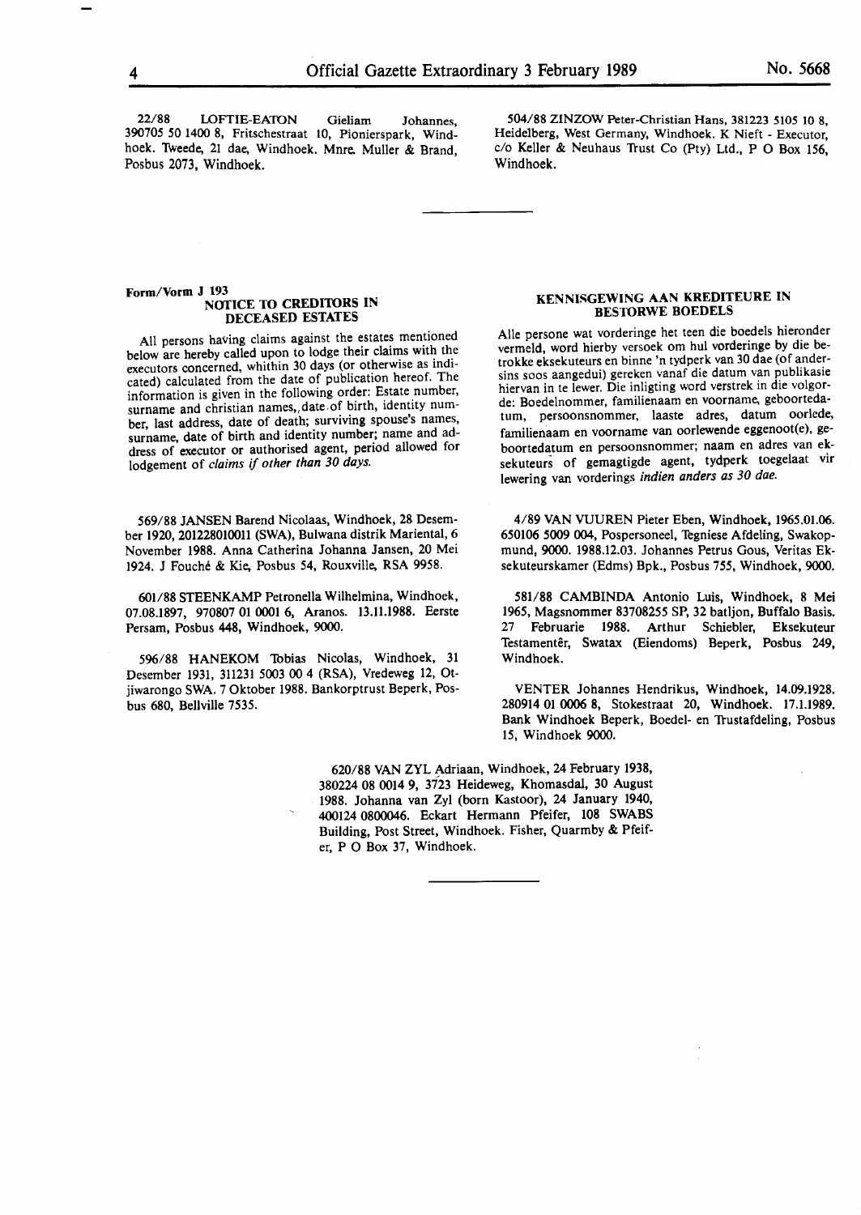22/88 LOFTIE-EATON Gieliam Johannes, 390705 50 1400 8, Fritschestraat 10, Pionierspark, Windhoek. Tweede, 21 dae, Windhoek. Mnre. Muller & Brand, Posbus 2073, Windhoek.

504/88 ZINZOW Peter-Christian Hans, 381223 5105 10 8, Heidelberg, West Germany, Windhoek. K Nieft - Executor, c/o Keller & Neuhaus Trust Co (Pty) Ltd., P O Box 156, Windhoek.

---

**Form/Vorm J 193**

## NOTICE TO CREDITORS IN DECEASED ESTATES

All persons having claims against the estates mentioned below are hereby called upon to lodge their claims with the executors concerned, whithin 30 days (or otherwise as indicated) calculated from the date of publication hereof. The information is given in the following order: Estate number, surname and christian names, date of birth, identity number, last address, date of death; surviving spouse's names, surname, date of birth and identity number; name and address of executor or authorised agent, period allowed for lodgement of *claims if other than 30 days.*

## KENNISGEWING AAN KREDITEURE IN BESTORWE BOEDELS

Alle persone wat vorderinge het teen die boedels hieronder vermeld, word hierby versoek om hul vorderinge by die betrokke eksekuteurs en binne 'n tydperk van 30 dae (of andersins soos aangedui) gereken vanaf die datum van publikasie hiervan in te lewer. Die inligting word verstrek in die volgorde: Boedelnommer, familienaam en voorname, geboortedatum, persoonsnommer, laaste adres, datum oorlede, familienaam en voorname van oorlewende eggenoot(e), geboortedatum en persoonsnommer; naam en adres van eksekuteurs of gemagtigde agent, tydperk toegelaat vir lewering van vorderings *indien anders as 30 dae.*

569/88 JANSEN Barend Nicolaas, Windhoek, 28 Desember 1920, 201228010011 (SWA), Bulwana distrik Mariental, 6 November 1988. Anna Catherina Johanna Jansen, 20 Mei 1924. J Fouché & Kie, Posbus 54, Rouxville, RSA 9958.

601/88 STEENKAMP Petronella Wilhelmina, Windhoek, 07.08.1897, 970807 01 0001 6, Aranos. 13.11.1988. Eerste Persam, Posbus 448, Windhoek, 9000.

596/88 HANEKOM Tobias Nicolas, Windhoek, 31 Desember 1931, 311231 5003 00 4 (RSA), Vredeweg 12, Otjiwarongo SWA. 7 Oktober 1988. Bankorptrust Beperk, Posbus 680, Bellville 7535.

4/89 VAN VUUREN Pieter Eben, Windhoek, 1965.01.06. 650106 5009 004, Pospersoneel, Tegniese Afdeling, Swakopmund, 9000. 1988.12.03. Johannes Petrus Gous, Veritas Eksekuteurskamer (Edms) Bpk., Posbus 755, Windhoek, 9000.

581/88 CAMBINDA Antonio Luis, Windhoek, 8 Mei 1965, Magsnommer 83708255 SP, 32 batljon, Buffalo Basis. 27 Februarie 1988. Arthur Schiebler, Eksekuteur Testamentêr, Swatax (Eiendoms) Beperk, Posbus 249, Windhoek.

VENTER Johannes Hendrikus, Windhoek, 14.09.1928. 280914 01 0006 8, Stokestraat 20, Windhoek. 17.1.1989. Bank Windhoek Beperk, Boedel- en Trustafdeling, Posbus 15, Windhoek 9000.

620/88 VAN ZYL Adriaan, Windhoek, 24 February 1938, 380224 08 0014 9, 3723 Heideweg, Khomasdal, 30 August 1988. Johanna van Zyl (born Kastoor), 24 January 1940, 400124 0800046. Eckart Hermann Pfeifer, 108 SWABS Building, Post Street, Windhoek. Fisher, Quarmby & Pfeifer, P O Box 37, Windhoek.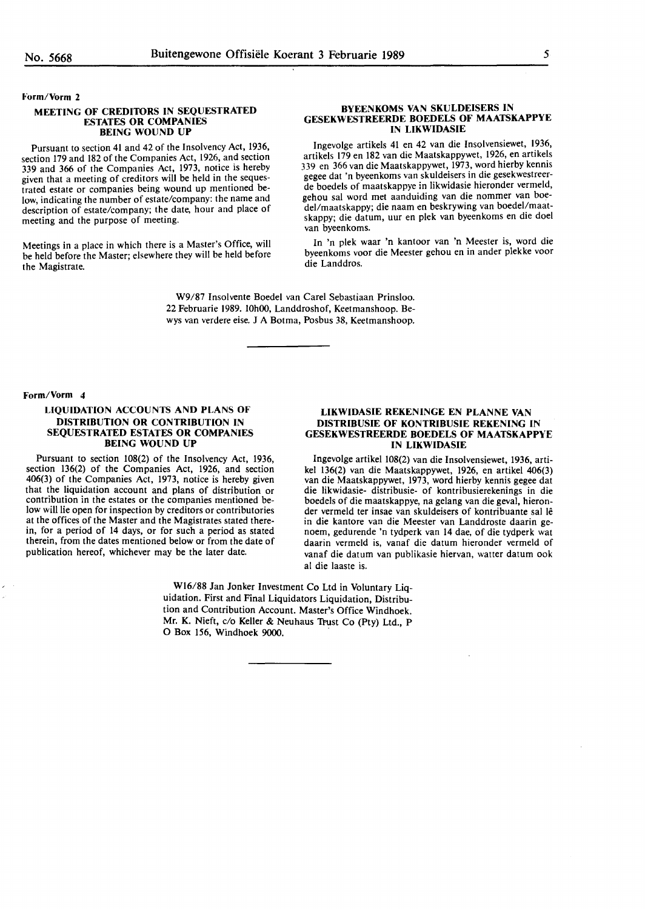Form/Vorm 2

## MEETING OF CREDITORS IN SEQUESTRATED ESTATES OR COMPANIES BEING WOUND UP

Pursuant to section 41 and 42 of the Insolvency Act, 1936, section 179 and 182 of the Companies Act, 1926, and section 339 and 366 of the Companies Act, 1973, notice is hereby given that a meeting of creditors will be held in the sequestrated estate or companies being wound up mentioned below, indicating the number of estate/company: the name and description of estate/company; the date, hour and place of meeting and the purpose of meeting.

Meetings in a place in which there is a Master's Office, will be held before the Master; elsewhere they will be held before the Magistrate.

## BYEENKOMS VAN SKULDEISERS IN GESEKWESTREERDE BOEDELS OF MAATSKAPPYE IN LIKWIDASIE

Ingevolge artikels 41 en 42 van die Insolvensiewet, 1936, artikels 179 en 182 van die Maatskappywet, 1926, en artikels 339 en 366 van die Maatskappywet, 1973, word hierby kennis gegee dat 'n byeenkoms van skuldeisers in die gesekwestreerde boedels of maatskappye in likwidasie hieronder vermeld, gehou sal word met aanduiding van die nommer van boedel/maatskappy; die naam en beskrywing van boedel/maatskappy; die datum, uur en plek van byeenkoms en die doel van byeenkoms.

In 'n plek waar 'n kantoor van 'n Meester is, word die byeenkoms voor die Meester gehou en in ander plekke voor die Landdros.

W9/87 Insolvente Boedel van Carel Sebastiaan Prinsloo. 22 Februarie 1989. 10h00, Landdroshof, Keetmanshoop. Bewys van verdere eise. J A Botma, Posbus 38, Keetmanshoop.

---

Form/Vorm 4

## LIQUIDATION ACCOUNTS AND PLANS OF DISTRIBUTION OR CONTRIBUTION IN SEQUESTRATED ESTATES OR COMPANIES BEING WOUND UP

Pursuant to section 108(2) of the Insolvency Act, 1936, section 136(2) of the Companies Act, 1926, and section 406(3) of the Companies Act, 1973, notice is hereby given that the liquidation account and plans of distribution or contribution in the estates or the companies mentioned below will lie open for inspection by creditors or contributories at the offices of the Master and the Magistrates stated therein, for a period of 14 days, or for such a period as stated therein, from the dates mentioned below or from the date of publication hereof, whichever may be the later date.

## LIKWIDASIE REKENINGE EN PLANNE VAN DISTRIBUSIE OF KONTRIBUSIE REKENING IN GESEKWESTREERDE BOEDELS OF MAATSKAPPYE IN LIKWIDASIE

Ingevolge artikel 108(2) van die Insolvensiewet, 1936, artikel 136(2) van die Maatskappywet, 1926, en artikel 406(3) van die Maatskappywet, 1973, word hierby kennis gegee dat die likwidasie- distribusie- of kontribusierekenings in die boedels of die maatskappye, na gelang van die geval, hieronder vermeld ter insae van skuldeisers of kontribuante sal lê in die kantore van die Meester van Landdroste daarin genoem, gedurende 'n tydperk van 14 dae, of die tydperk wat daarin vermeld is, vanaf die datum hieronder vermeld of vanaf die datum van publikasie hiervan, watter datum ook al die laaste is.

W16/88 Jan Jonker Investment Co Ltd in Voluntary Liquidation. First and Final Liquidators Liquidation, Distribution and Contribution Account. Master's Office Windhoek. Mr. K. Nieft, c/o Keller & Neuhaus Trust Co (Pty) Ltd., P O Box 156, Windhoek 9000.

---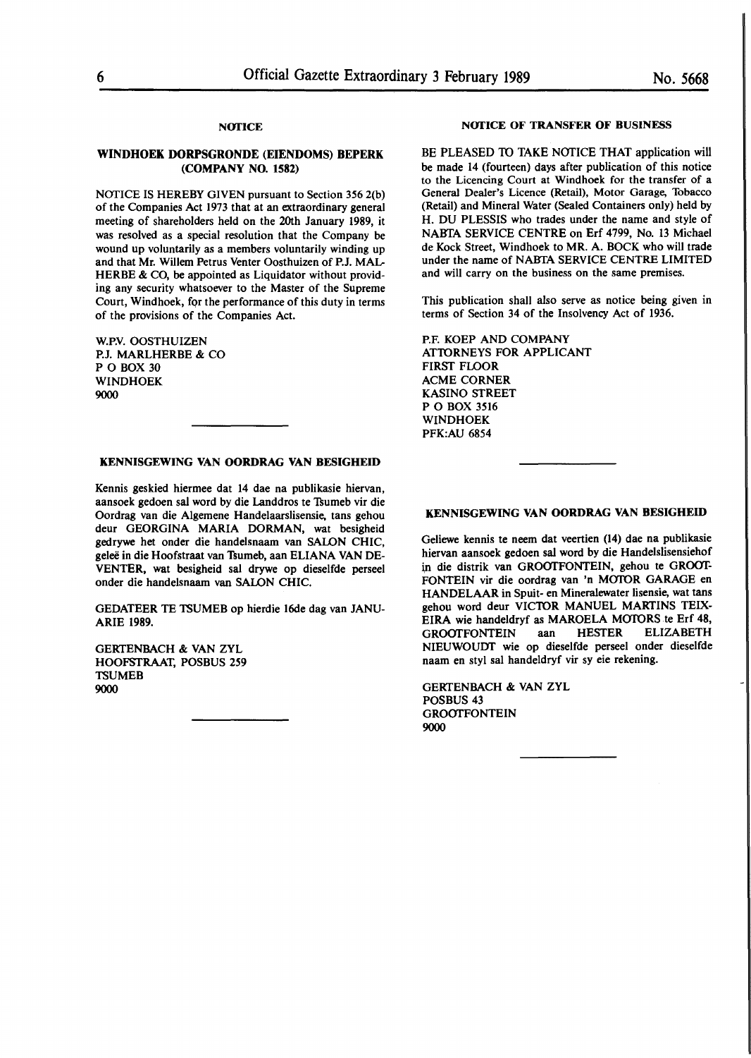## NOTICE

### WINDHOEK DORPSGRONDE (EIENDOMS) BEPERK (COMPANY NO. 1582)

NOTICE IS HEREBY GIVEN pursuant to Section 356 2(b) of the Companies Act 1973 that at an extraordinary general meeting of shareholders held on the 20th January 1989, it was resolved as a special resolution that the Company be wound up voluntarily as a members voluntarily winding up and that Mr. Willem Petrus Venter Oosthuizen of P.J. MALHERBE & CO, be appointed as Liquidator without providing any security whatsoever to the Master of the Supreme Court, Windhoek, for the performance of this duty in terms of the provisions of the Companies Act.

W.P.V. OOSTHUIZEN
P.J. MARLHERBE & CO
P O BOX 30
WINDHOEK
9000

---

## KENNISGEWING VAN OORDRAG VAN BESIGHEID

Kennis geskied hiermee dat 14 dae na publikasie hiervan, aansoek gedoen sal word by die Landdros te Tsumeb vir die Oordrag van die Algemene Handelaarslisensie, tans gehou deur GEORGINA MARIA DORMAN, wat besigheid gedrywe het onder die handelsnaam van SALON CHIC, geleë in die Hoofstraat van Tsumeb, aan ELIANA VAN DEVENTER, wat besigheid sal drywe op dieselfde perseel onder die handelsnaam van SALON CHIC.

GEDATEER TE TSUMEB op hierdie 16de dag van JANUARIE 1989.

GERTENBACH & VAN ZYL
HOOFSTRAAT, POSBUS 259
TSUMEB
9000

---

## NOTICE OF TRANSFER OF BUSINESS

BE PLEASED TO TAKE NOTICE THAT application will be made 14 (fourteen) days after publication of this notice to the Licencing Court at Windhoek for the transfer of a General Dealer's Licence (Retail), Motor Garage, Tobacco (Retail) and Mineral Water (Sealed Containers only) held by H. DU PLESSIS who trades under the name and style of NABTA SERVICE CENTRE on Erf 4799, No. 13 Michael de Kock Street, Windhoek to MR. A. BOCK who will trade under the name of NABTA SERVICE CENTRE LIMITED and will carry on the business on the same premises.

This publication shall also serve as notice being given in terms of Section 34 of the Insolvency Act of 1936.

P.F. KOEP AND COMPANY
ATTORNEYS FOR APPLICANT
FIRST FLOOR
ACME CORNER
KASINO STREET
P O BOX 3516
WINDHOEK
PFK:AU 6854

---

## KENNISGEWING VAN OORDRAG VAN BESIGHEID

Geliewe kennis te neem dat veertien (14) dae na publikasie hiervan aansoek gedoen sal word by die Handelslisensiehof in die distrik van GROOTFONTEIN, gehou te GROOTFONTEIN vir die oordrag van 'n MOTOR GARAGE en HANDELAAR in Spuit- en Mineralewater lisensie, wat tans gehou word deur VICTOR MANUEL MARTINS TEIXEIRA wie handeldryf as MAROELA MOTORS te Erf 48, GROOTFONTEIN aan HESTER ELIZABETH NIEUWOUDT wie op dieselfde perseel onder dieselfde naam en styl sal handeldryf vir sy eie rekening.

GERTENBACH & VAN ZYL
POSBUS 43
GROOTFONTEIN
9000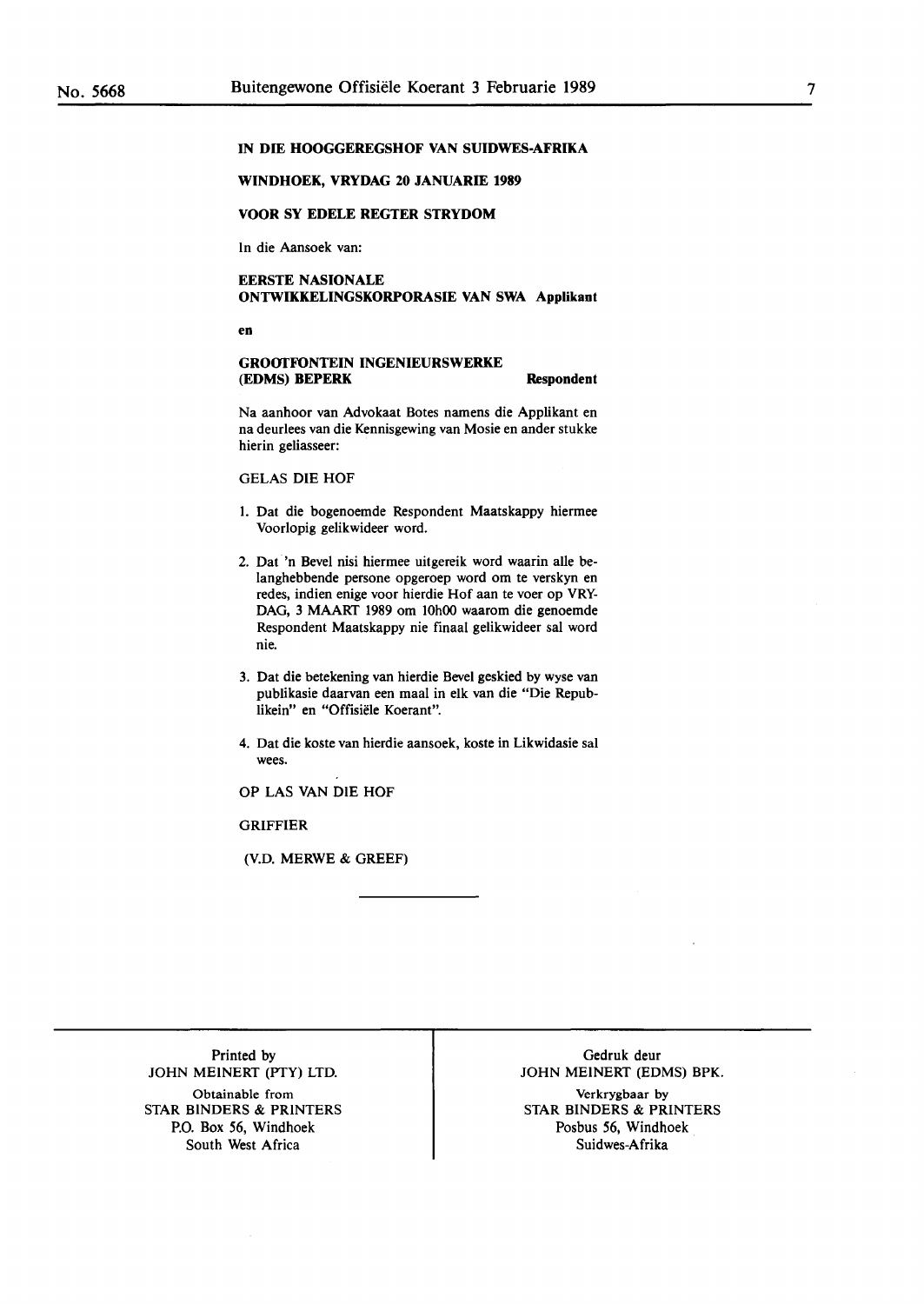**IN DIE HOOGGEREGSHOF VAN SUIDWES-AFRIKA**

**WINDHOEK, VRYDAG 20 JANUARIE 1989**

**VOOR SY EDELE REGTER STRYDOM**

In die Aansoek van:

**EERSTE NASIONALE ONTWIKKELINGSKORPORASIE VAN SWA Applikant**

**en**

**GROOTFONTEIN INGENIEURSWERKE (EDMS) BEPERK Respondent**

Na aanhoor van Advokaat Botes namens die Applikant en na deurlees van die Kennisgewing van Mosie en ander stukke hierin geliasseer:

GELAS DIE HOF

1. Dat die bogenoemde Respondent Maatskappy hiermee Voorlopig gelikwideer word.
2. Dat 'n Bevel nisi hiermee uitgereik word waarin alle belanghebbende persone opgeroep word om te verskyn en redes, indien enige voor hierdie Hof aan te voer op VRYDAG, 3 MAART 1989 om 10h00 waarom die genoemde Respondent Maatskappy nie finaal gelikwideer sal word nie.
3. Dat die betekening van hierdie Bevel geskied by wyse van publikasie daarvan een maal in elk van die "Die Republikein" en "Offisiële Koerant".
4. Dat die koste van hierdie aansoek, koste in Likwidasie sal wees.

OP LAS VAN DIE HOF

GRIFFIER

(V.D. MERWE & GREEF)

---

Printed by
JOHN MEINERT (PTY) LTD.
Obtainable from
STAR BINDERS & PRINTERS
P.O. Box 56, Windhoek
South West Africa

Gedruk deur
JOHN MEINERT (EDMS) BPK.
Verkrygbaar by
STAR BINDERS & PRINTERS
Posbus 56, Windhoek
Suidwes-Afrika